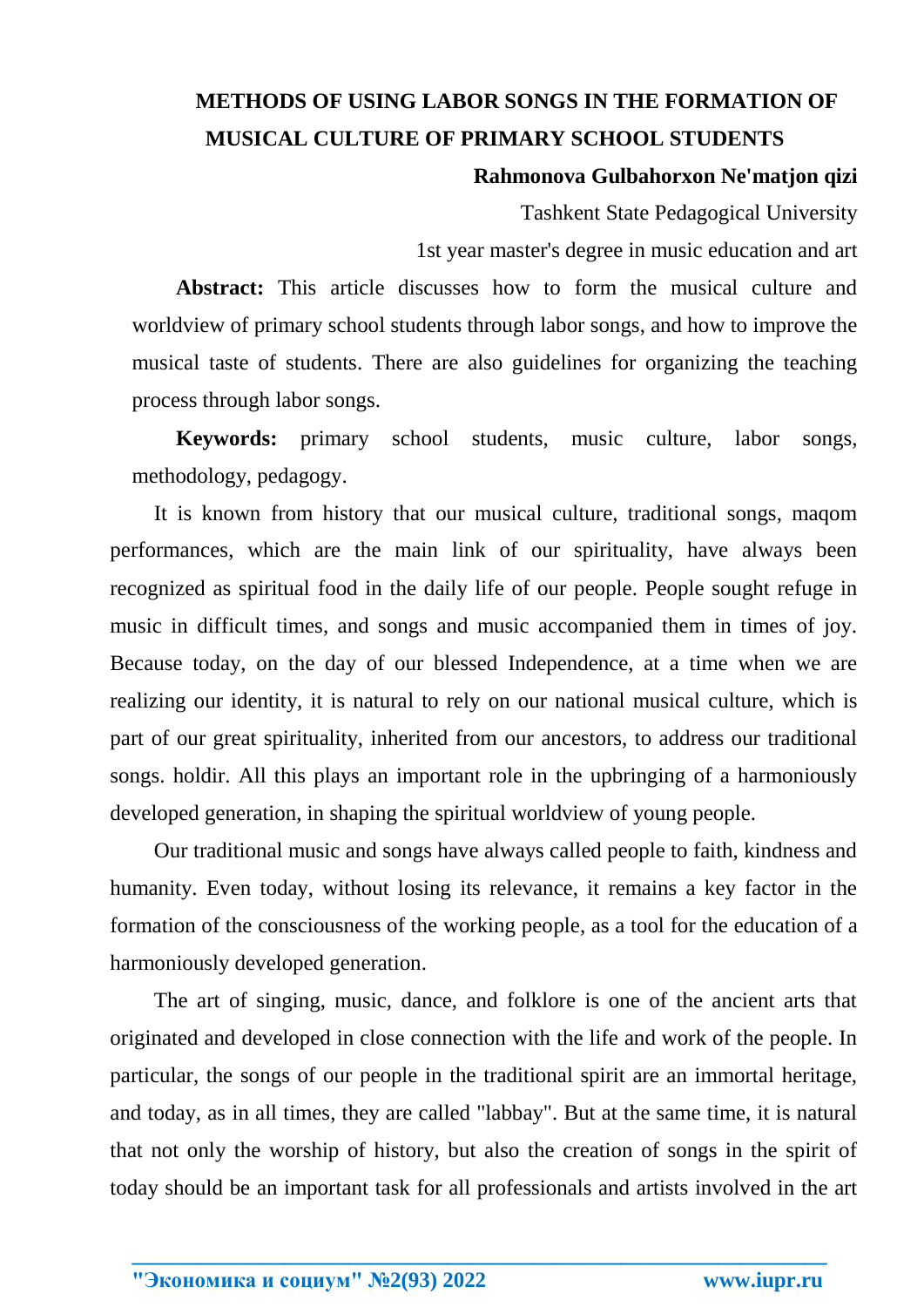# METHODS OF USING LABOR SONGS IN THE FORMATION OF MUSICAL CULTURE OF PRIMARY SCHOOL STUDENTS

**Rahmonova Gulbahorxon Ne'matjon qizi**

Tashkent State Pedagogical University

1st year master's degree in music education and art

**Abstract:** This article discusses how to form the musical culture and worldview of primary school students through labor songs, and how to improve the musical taste of students. There are also guidelines for organizing the teaching process through labor songs.

**Keywords:** primary school students, music culture, labor songs, methodology, pedagogy.

It is known from history that our musical culture, traditional songs, maqom performances, which are the main link of our spirituality, have always been recognized as spiritual food in the daily life of our people. People sought refuge in music in difficult times, and songs and music accompanied them in times of joy. Because today, on the day of our blessed Independence, at a time when we are realizing our identity, it is natural to rely on our national musical culture, which is part of our great spirituality, inherited from our ancestors, to address our traditional songs. holdir. All this plays an important role in the upbringing of a harmoniously developed generation, in shaping the spiritual worldview of young people.

Our traditional music and songs have always called people to faith, kindness and humanity. Even today, without losing its relevance, it remains a key factor in the formation of the consciousness of the working people, as a tool for the education of a harmoniously developed generation.

The art of singing, music, dance, and folklore is one of the ancient arts that originated and developed in close connection with the life and work of the people. In particular, the songs of our people in the traditional spirit are an immortal heritage, and today, as in all times, they are called "labbay". But at the same time, it is natural that not only the worship of history, but also the creation of songs in the spirit of today should be an important task for all professionals and artists involved in the art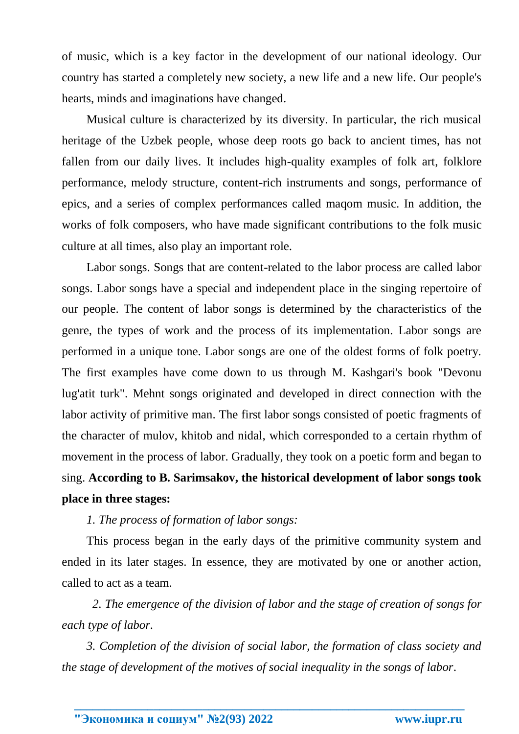of music, which is a key factor in the development of our national ideology. Our country has started a completely new society, a new life and a new life. Our people's hearts, minds and imaginations have changed.

Musical culture is characterized by its diversity. In particular, the rich musical heritage of the Uzbek people, whose deep roots go back to ancient times, has not fallen from our daily lives. It includes high-quality examples of folk art, folklore performance, melody structure, content-rich instruments and songs, performance of epics, and a series of complex performances called maqom music. In addition, the works of folk composers, who have made significant contributions to the folk music culture at all times, also play an important role.

Labor songs. Songs that are content-related to the labor process are called labor songs. Labor songs have a special and independent place in the singing repertoire of our people. The content of labor songs is determined by the characteristics of the genre, the types of work and the process of its implementation. Labor songs are performed in a unique tone. Labor songs are one of the oldest forms of folk poetry. The first examples have come down to us through M. Kashgari's book "Devonu lug'atit turk". Mehnt songs originated and developed in direct connection with the labor activity of primitive man. The first labor songs consisted of poetic fragments of the character of mulov, khitob and nidal, which corresponded to a certain rhythm of movement in the process of labor. Gradually, they took on a poetic form and began to sing. **According to B. Sarimsakov, the historical development of labor songs took place in three stages:**

*1. The process of formation of labor songs:*

This process began in the early days of the primitive community system and ended in its later stages. In essence, they are motivated by one or another action, called to act as a team.

*2. The emergence of the division of labor and the stage of creation of songs for each type of labor.*

*3. Completion of the division of social labor, the formation of class society and the stage of development of the motives of social inequality in the songs of labor.*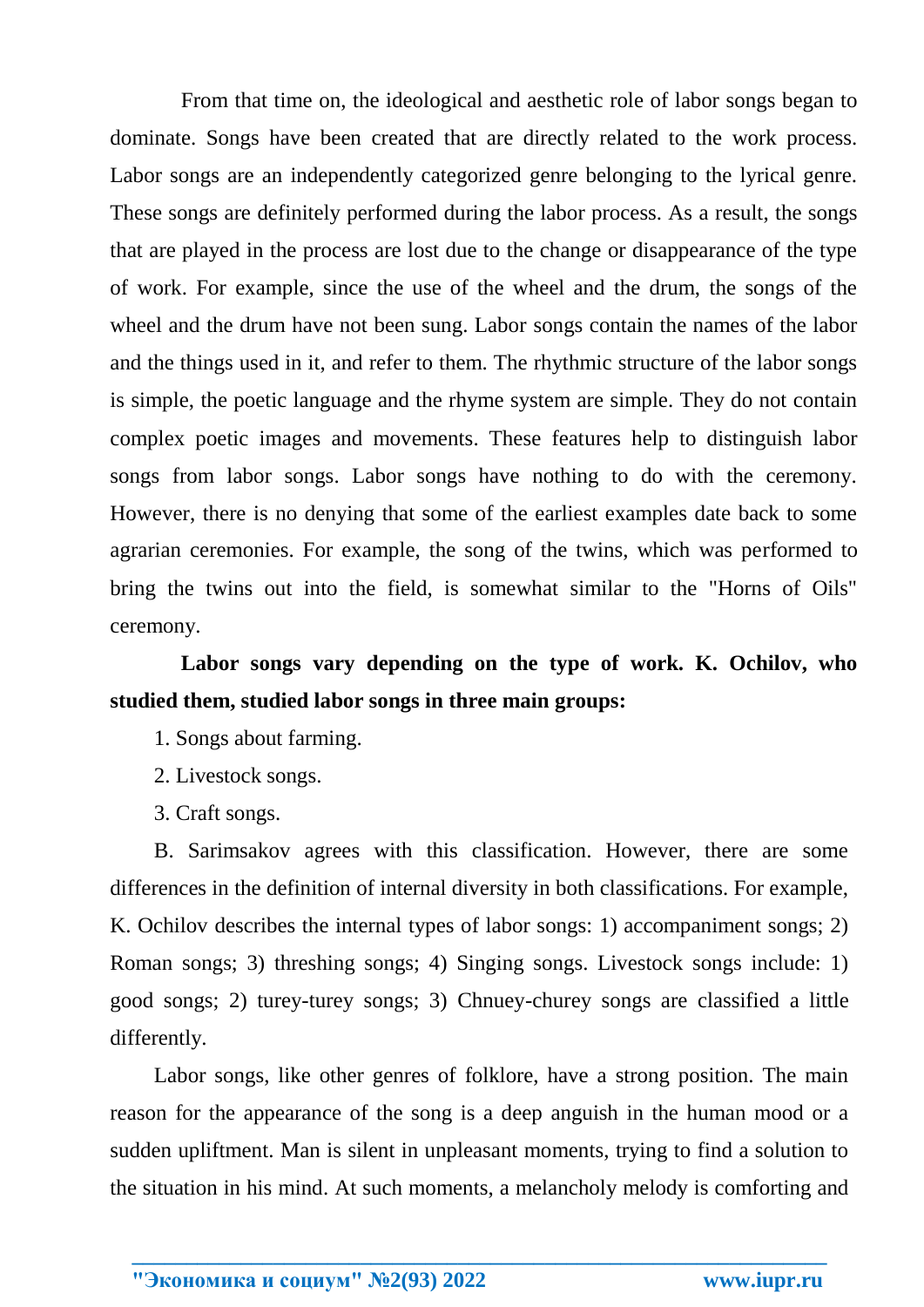From that time on, the ideological and aesthetic role of labor songs began to dominate. Songs have been created that are directly related to the work process. Labor songs are an independently categorized genre belonging to the lyrical genre. These songs are definitely performed during the labor process. As a result, the songs that are played in the process are lost due to the change or disappearance of the type of work. For example, since the use of the wheel and the drum, the songs of the wheel and the drum have not been sung. Labor songs contain the names of the labor and the things used in it, and refer to them. The rhythmic structure of the labor songs is simple, the poetic language and the rhyme system are simple. They do not contain complex poetic images and movements. These features help to distinguish labor songs from labor songs. Labor songs have nothing to do with the ceremony. However, there is no denying that some of the earliest examples date back to some agrarian ceremonies. For example, the song of the twins, which was performed to bring the twins out into the field, is somewhat similar to the "Horns of Oils" ceremony.

**Labor songs vary depending on the type of work. K. Ochilov, who studied them, studied labor songs in three main groups:**

1. Songs about farming.
2. Livestock songs.
3. Craft songs.

B. Sarimsakov agrees with this classification. However, there are some differences in the definition of internal diversity in both classifications. For example, K. Ochilov describes the internal types of labor songs: 1) accompaniment songs; 2) Roman songs; 3) threshing songs; 4) Singing songs. Livestock songs include: 1) good songs; 2) turey-turey songs; 3) Chnuey-churey songs are classified a little differently.

Labor songs, like other genres of folklore, have a strong position. The main reason for the appearance of the song is a deep anguish in the human mood or a sudden upliftment. Man is silent in unpleasant moments, trying to find a solution to the situation in his mind. At such moments, a melancholy melody is comforting and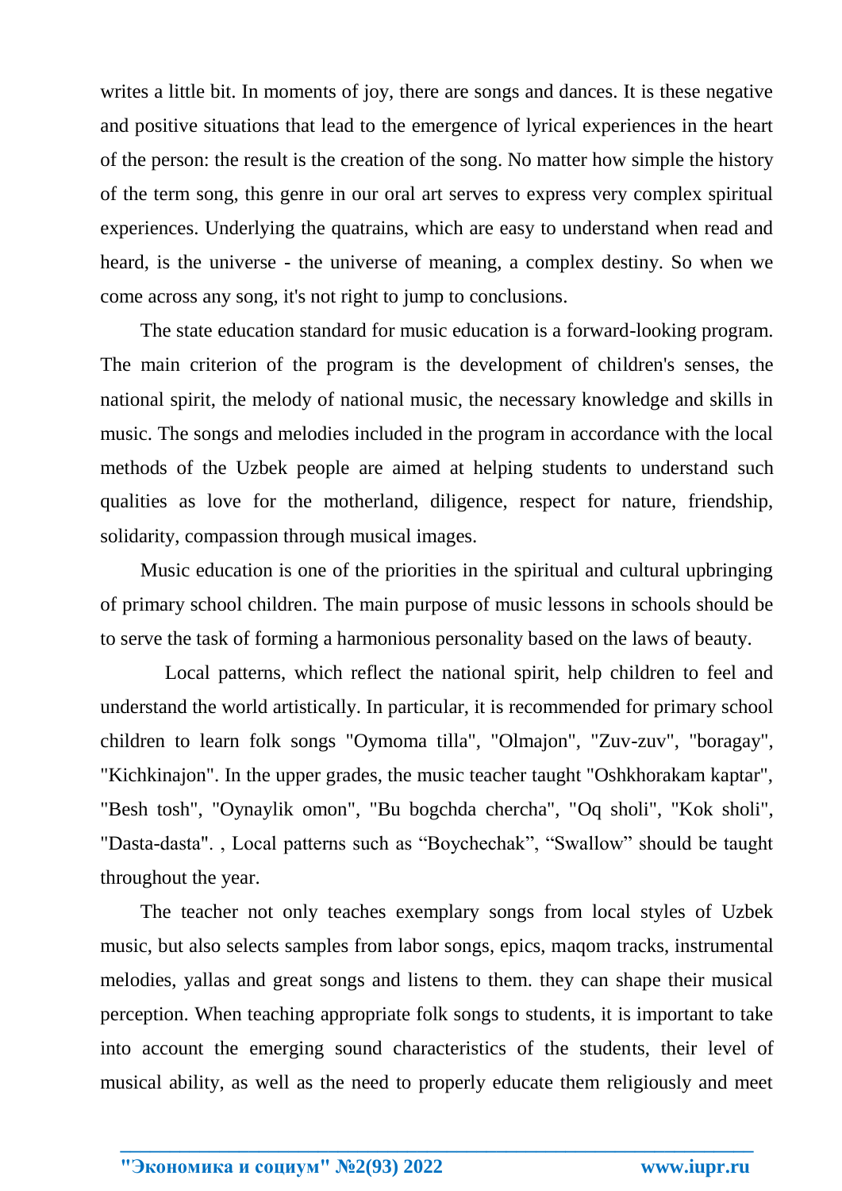writes a little bit. In moments of joy, there are songs and dances. It is these negative and positive situations that lead to the emergence of lyrical experiences in the heart of the person: the result is the creation of the song. No matter how simple the history of the term song, this genre in our oral art serves to express very complex spiritual experiences. Underlying the quatrains, which are easy to understand when read and heard, is the universe - the universe of meaning, a complex destiny. So when we come across any song, it's not right to jump to conclusions.

The state education standard for music education is a forward-looking program. The main criterion of the program is the development of children's senses, the national spirit, the melody of national music, the necessary knowledge and skills in music. The songs and melodies included in the program in accordance with the local methods of the Uzbek people are aimed at helping students to understand such qualities as love for the motherland, diligence, respect for nature, friendship, solidarity, compassion through musical images.

Music education is one of the priorities in the spiritual and cultural upbringing of primary school children. The main purpose of music lessons in schools should be to serve the task of forming a harmonious personality based on the laws of beauty.

Local patterns, which reflect the national spirit, help children to feel and understand the world artistically. In particular, it is recommended for primary school children to learn folk songs "Oymoma tilla", "Olmajon", "Zuv-zuv", "boragay", "Kichkinajon". In the upper grades, the music teacher taught "Oshkhorakam kaptar", "Besh tosh", "Oynaylik omon", "Bu bogchda chercha", "Oq sholi", "Kok sholi", "Dasta-dasta". , Local patterns such as “Boychechak”, “Swallow” should be taught throughout the year.

The teacher not only teaches exemplary songs from local styles of Uzbek music, but also selects samples from labor songs, epics, maqom tracks, instrumental melodies, yallas and great songs and listens to them. they can shape their musical perception. When teaching appropriate folk songs to students, it is important to take into account the emerging sound characteristics of the students, their level of musical ability, as well as the need to properly educate them religiously and meet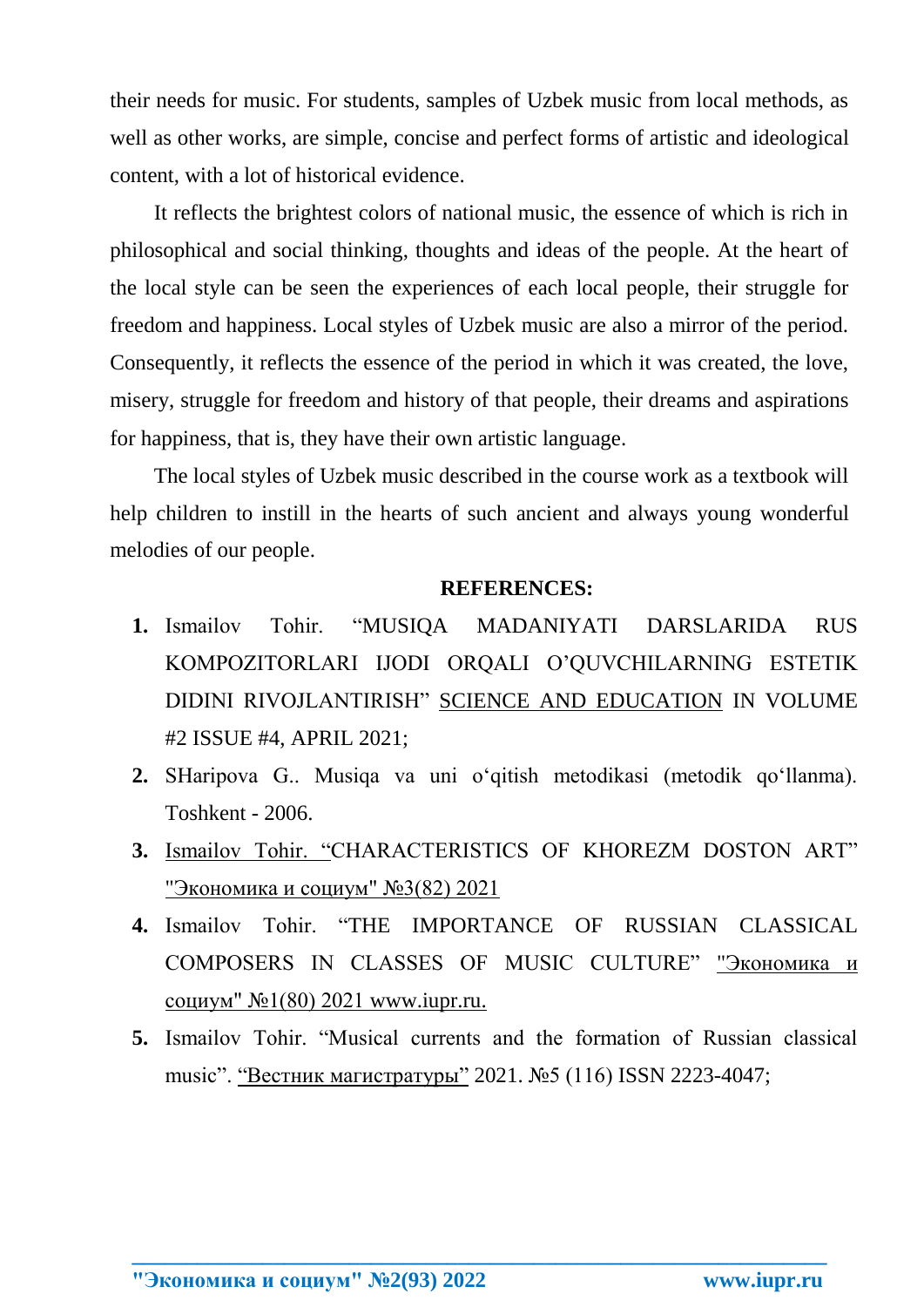their needs for music. For students, samples of Uzbek music from local methods, as well as other works, are simple, concise and perfect forms of artistic and ideological content, with a lot of historical evidence.

It reflects the brightest colors of national music, the essence of which is rich in philosophical and social thinking, thoughts and ideas of the people. At the heart of the local style can be seen the experiences of each local people, their struggle for freedom and happiness. Local styles of Uzbek music are also a mirror of the period. Consequently, it reflects the essence of the period in which it was created, the love, misery, struggle for freedom and history of that people, their dreams and aspirations for happiness, that is, they have their own artistic language.

The local styles of Uzbek music described in the course work as a textbook will help children to instill in the hearts of such ancient and always young wonderful melodies of our people.

**REFERENCES:**

1. Ismailov Tohir. "MUSIQA MADANIYATI DARSLARIDA RUS KOMPOZITORLARI IJODI ORQALI O'QUVCHILARNING ESTETIK DIDINI RIVOJLANTIRISH" SCIENCE AND EDUCATION IN VOLUME #2 ISSUE #4, APRIL 2021;
2. SHaripova G.. Musiqa va uni o'qitish metodikasi (metodik qo'llanma). Toshkent - 2006.
3. Ismailov Tohir. "CHARACTERISTICS OF KHOREZM DOSTON ART" "Экономика и социум" №3(82) 2021
4. Ismailov Tohir. "THE IMPORTANCE OF RUSSIAN CLASSICAL COMPOSERS IN CLASSES OF MUSIC CULTURE" "Экономика и социум" №1(80) 2021 www.iupr.ru.
5. Ismailov Tohir. "Musical currents and the formation of Russian classical music". "Вестник магистратуры" 2021. №5 (116) ISSN 2223-4047;